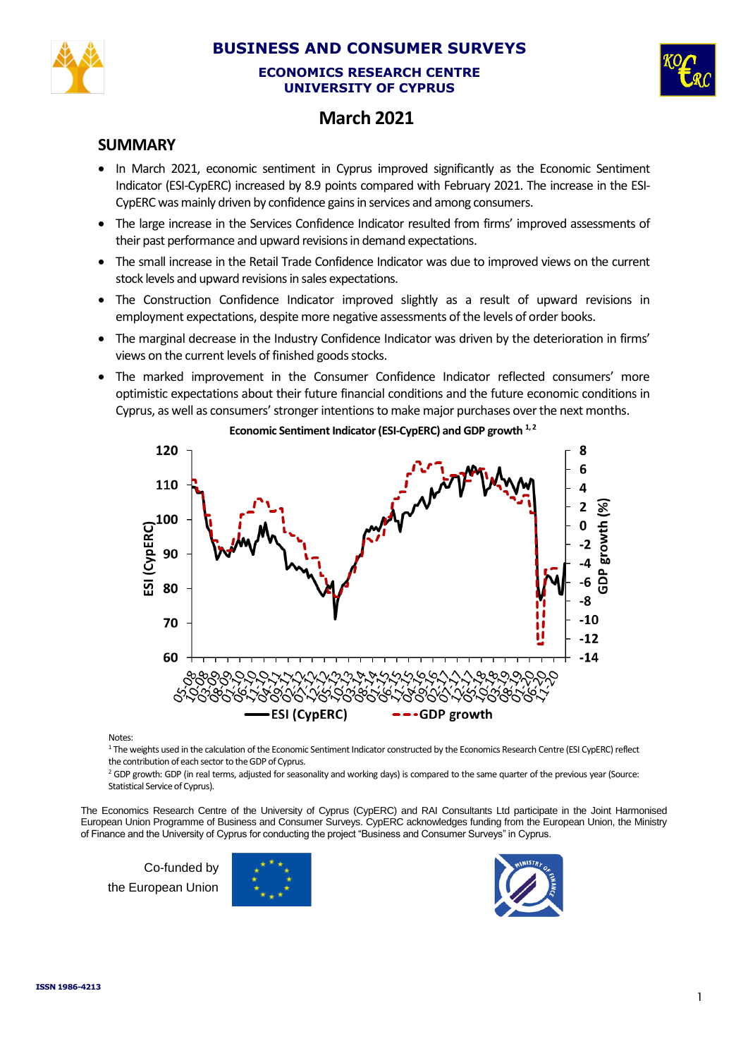# BUSINESS AND CONSUMER SURVEYS

**ECONOMICS RESEARCH CENTRE**
**UNIVERSITY OF CYPRUS**

## March 2021

## SUMMARY

- In March 2021, economic sentiment in Cyprus improved significantly as the Economic Sentiment Indicator (ESI-CypERC) increased by 8.9 points compared with February 2021. The increase in the ESI-CypERC was mainly driven by confidence gains in services and among consumers.
- The large increase in the Services Confidence Indicator resulted from firms' improved assessments of their past performance and upward revisions in demand expectations.
- The small increase in the Retail Trade Confidence Indicator was due to improved views on the current stock levels and upward revisions in sales expectations.
- The Construction Confidence Indicator improved slightly as a result of upward revisions in employment expectations, despite more negative assessments of the levels of order books.
- The marginal decrease in the Industry Confidence Indicator was driven by the deterioration in firms' views on the current levels of finished goods stocks.
- The marked improvement in the Consumer Confidence Indicator reflected consumers' more optimistic expectations about their future financial conditions and the future economic conditions in Cyprus, as well as consumers' stronger intentions to make major purchases over the next months.

**Economic Sentiment Indicator (ESI-CypERC) and GDP growth [1,2]**

Notes:

[1] The weights used in the calculation of the Economic Sentiment Indicator constructed by the Economics Research Centre (ESI CypERC) reflect the contribution of each sector to the GDP of Cyprus.

[2] GDP growth: GDP (in real terms, adjusted for seasonality and working days) is compared to the same quarter of the previous year (Source: Statistical Service of Cyprus).

The Economics Research Centre of the University of Cyprus (CypERC) and RAI Consultants Ltd participate in the Joint Harmonised European Union Programme of Business and Consumer Surveys. CypERC acknowledges funding from the European Union, the Ministry of Finance and the University of Cyprus for conducting the project "Business and Consumer Surveys" in Cyprus.

Co-funded by the European Union

ISSN 1986-4213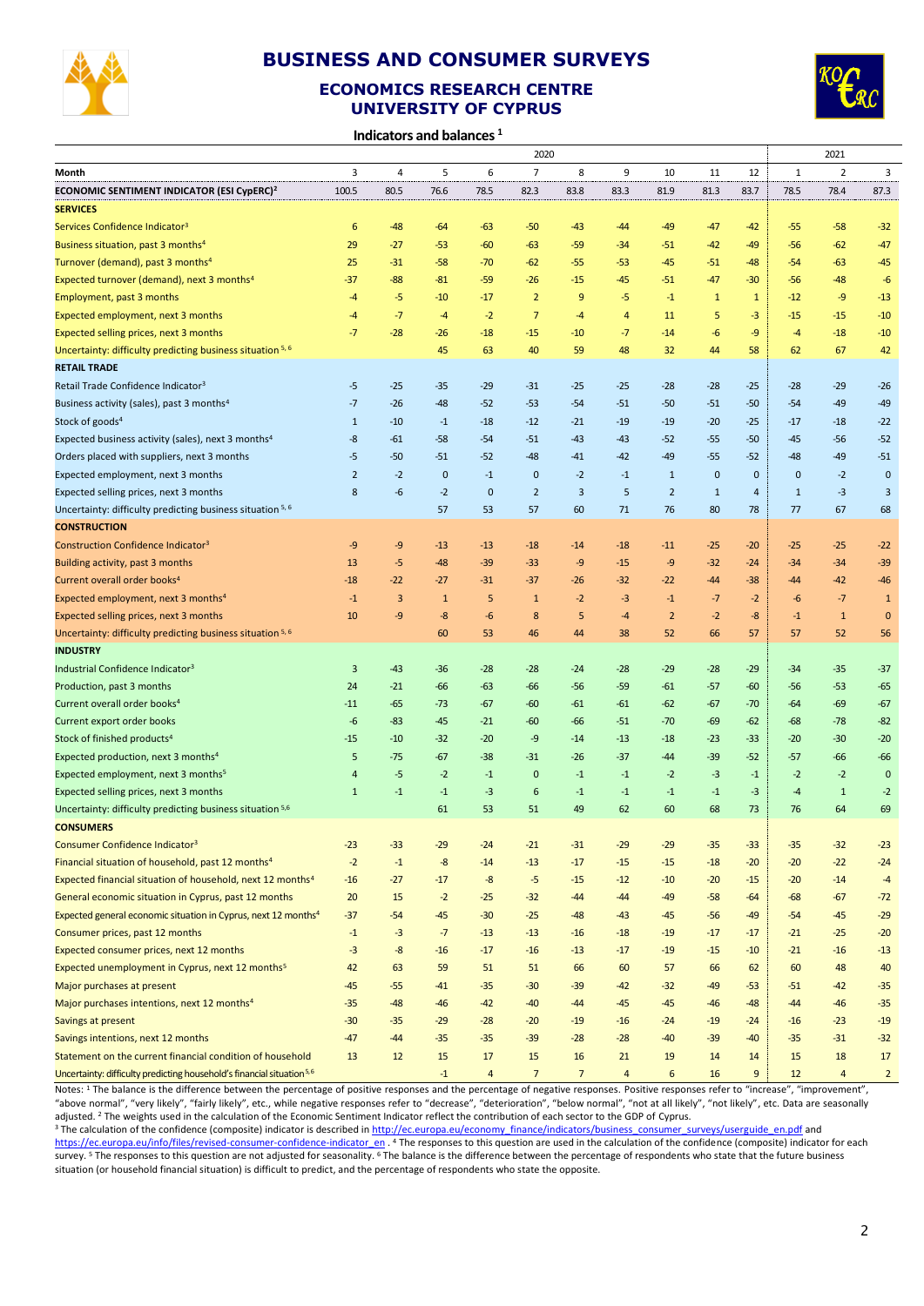# BUSINESS AND CONSUMER SURVEYS

## ECONOMICS RESEARCH CENTRE UNIVERSITY OF CYPRUS

### Indicators and balances [1]

| | 2020 | | | | | | | | | | 2021 | | |
|---|---|---|---|---|---|---|---|---|---|---|---|---|---|
| **Month** | 3 | 4 | 5 | 6 | 7 | 8 | 9 | 10 | 11 | 12 | 1 | 2 | 3 |
| **ECONOMIC SENTIMENT INDICATOR (ESI CypERC)[2]** | 100.5 | 80.5 | 76.6 | 78.5 | 82.3 | 83.8 | 83.3 | 81.9 | 81.3 | 83.7 | 78.5 | 78.4 | 87.3 |
| **SERVICES** | | | | | | | | | | | | | |
| Services Confidence Indicator[3] | 6 | -48 | -64 | -63 | -50 | -43 | -44 | -49 | -47 | -42 | -55 | -58 | -32 |
| Business situation, past 3 months[4] | 29 | -27 | -53 | -60 | -63 | -59 | -34 | -51 | -42 | -49 | -56 | -62 | -47 |
| Turnover (demand), past 3 months[4] | 25 | -31 | -58 | -70 | -62 | -55 | -53 | -45 | -51 | -48 | -54 | -63 | -45 |
| Expected turnover (demand), next 3 months[4] | -37 | -88 | -81 | -59 | -26 | -15 | -45 | -51 | -47 | -30 | -56 | -48 | -6 |
| Employment, past 3 months | -4 | -5 | -10 | -17 | 2 | 9 | -5 | -1 | 1 | 1 | -12 | -9 | -13 |
| Expected employment, next 3 months | -4 | -7 | -4 | -2 | 7 | -4 | 4 | 11 | 5 | -3 | -15 | -15 | -10 |
| Expected selling prices, next 3 months | -7 | -28 | -26 | -18 | -15 | -10 | -7 | -14 | -6 | -9 | -4 | -18 | -10 |
| Uncertainty: difficulty predicting business situation [5, 6] | | | 45 | 63 | 40 | 59 | 48 | 32 | 44 | 58 | 62 | 67 | 42 |
| **RETAIL TRADE** | | | | | | | | | | | | | |
| Retail Trade Confidence Indicator[3] | -5 | -25 | -35 | -29 | -31 | -25 | -25 | -28 | -28 | -25 | -28 | -29 | -26 |
| Business activity (sales), past 3 months[4] | -7 | -26 | -48 | -52 | -53 | -54 | -51 | -50 | -51 | -50 | -54 | -49 | -49 |
| Stock of goods[4] | 1 | -10 | -1 | -18 | -12 | -21 | -19 | -19 | -20 | -25 | -17 | -18 | -22 |
| Expected business activity (sales), next 3 months[4] | -8 | -61 | -58 | -54 | -51 | -43 | -43 | -52 | -55 | -50 | -45 | -56 | -52 |
| Orders placed with suppliers, next 3 months | -5 | -50 | -51 | -52 | -48 | -41 | -42 | -49 | -55 | -52 | -48 | -49 | -51 |
| Expected employment, next 3 months | 2 | -2 | 0 | -1 | 0 | -2 | -1 | 1 | 0 | 0 | 0 | -2 | 0 |
| Expected selling prices, next 3 months | 8 | -6 | -2 | 0 | 2 | 3 | 5 | 2 | 1 | 4 | 1 | -3 | 3 |
| Uncertainty: difficulty predicting business situation [5, 6] | | | 57 | 53 | 57 | 60 | 71 | 76 | 80 | 78 | 77 | 67 | 68 |
| **CONSTRUCTION** | | | | | | | | | | | | | |
| Construction Confidence Indicator[3] | -9 | -9 | -13 | -13 | -18 | -14 | -18 | -11 | -25 | -20 | -25 | -25 | -22 |
| Building activity, past 3 months | 13 | -5 | -48 | -39 | -33 | -9 | -15 | -9 | -32 | -24 | -34 | -34 | -39 |
| Current overall order books[4] | -18 | -22 | -27 | -31 | -37 | -26 | -32 | -22 | -44 | -38 | -44 | -42 | -46 |
| Expected employment, next 3 months[4] | -1 | 3 | 1 | 5 | 1 | -2 | -3 | -1 | -7 | -2 | -6 | -7 | 1 |
| Expected selling prices, next 3 months | 10 | -9 | -8 | -6 | 8 | 5 | -4 | 2 | -2 | -8 | -1 | 1 | 0 |
| Uncertainty: difficulty predicting business situation [5, 6] | | | 60 | 53 | 46 | 44 | 38 | 52 | 66 | 57 | 57 | 52 | 56 |
| **INDUSTRY** | | | | | | | | | | | | | |
| Industrial Confidence Indicator[3] | 3 | -43 | -36 | -28 | -28 | -24 | -28 | -29 | -28 | -29 | -34 | -35 | -37 |
| Production, past 3 months | 24 | -21 | -66 | -63 | -66 | -56 | -59 | -61 | -57 | -60 | -56 | -53 | -65 |
| Current overall order books[4] | -11 | -65 | -73 | -67 | -60 | -61 | -61 | -62 | -67 | -70 | -64 | -69 | -67 |
| Current export order books | -6 | -83 | -45 | -21 | -60 | -66 | -51 | -70 | -69 | -62 | -68 | -78 | -82 |
| Stock of finished products[4] | -15 | -10 | -32 | -20 | -9 | -14 | -13 | -18 | -23 | -33 | -20 | -30 | -20 |
| Expected production, next 3 months[4] | 5 | -75 | -67 | -38 | -31 | -26 | -37 | -44 | -39 | -52 | -57 | -66 | -66 |
| Expected employment, next 3 months[5] | 4 | -5 | -2 | -1 | 0 | -1 | -1 | -2 | -3 | -1 | -2 | -2 | 0 |
| Expected selling prices, next 3 months | 1 | -1 | -1 | -3 | 6 | -1 | -1 | -1 | -1 | -3 | -4 | 1 | -2 |
| Uncertainty: difficulty predicting business situation [5,6] | | | 61 | 53 | 51 | 49 | 62 | 60 | 68 | 73 | 76 | 64 | 69 |
| **CONSUMERS** | | | | | | | | | | | | | |
| Consumer Confidence Indicator[3] | -23 | -33 | -29 | -24 | -21 | -31 | -29 | -29 | -35 | -33 | -35 | -32 | -23 |
| Financial situation of household, past 12 months[4] | -2 | -1 | -8 | -14 | -13 | -17 | -15 | -15 | -18 | -20 | -20 | -22 | -24 |
| Expected financial situation of household, next 12 months[4] | -16 | -27 | -17 | -8 | -5 | -15 | -12 | -10 | -20 | -15 | -20 | -14 | -4 |
| General economic situation in Cyprus, past 12 months | 20 | 15 | -2 | -25 | -32 | -44 | -44 | -49 | -58 | -64 | -68 | -67 | -72 |
| Expected general economic situation in Cyprus, next 12 months[4] | -37 | -54 | -45 | -30 | -25 | -48 | -43 | -45 | -56 | -49 | -54 | -45 | -29 |
| Consumer prices, past 12 months | -1 | -3 | -7 | -13 | -13 | -16 | -18 | -19 | -17 | -17 | -21 | -25 | -20 |
| Expected consumer prices, next 12 months | -3 | -8 | -16 | -17 | -16 | -13 | -17 | -19 | -15 | -10 | -21 | -16 | -13 |
| Expected unemployment in Cyprus, next 12 months[5] | 42 | 63 | 59 | 51 | 51 | 66 | 60 | 57 | 66 | 62 | 60 | 48 | 40 |
| Major purchases at present | -45 | -55 | -41 | -35 | -30 | -39 | -42 | -32 | -49 | -53 | -51 | -42 | -35 |
| Major purchases intentions, next 12 months[4] | -35 | -48 | -46 | -42 | -40 | -44 | -45 | -45 | -46 | -48 | -44 | -46 | -35 |
| Savings at present | -30 | -35 | -29 | -28 | -20 | -19 | -16 | -24 | -19 | -24 | -16 | -23 | -19 |
| Savings intentions, next 12 months | -47 | -44 | -35 | -35 | -39 | -28 | -28 | -40 | -39 | -40 | -35 | -31 | -32 |
| Statement on the current financial condition of household | 13 | 12 | 15 | 17 | 15 | 16 | 21 | 19 | 14 | 14 | 15 | 18 | 17 |
| Uncertainty: difficulty predicting household's financial situation [5,6] | | | -1 | 4 | 7 | 7 | 4 | 6 | 16 | 9 | 12 | 4 | 2 |

Notes: [1] The balance is the difference between the percentage of positive responses and the percentage of negative responses. Positive responses refer to "increase", "improvement", "above normal", "very likely", "fairly likely", etc., while negative responses refer to "decrease", "deterioration", "below normal", "not at all likely", "not likely", etc. Data are seasonally adjusted. [2] The weights used in the calculation of the Economic Sentiment Indicator reflect the contribution of each sector to the GDP of Cyprus.
[3] The calculation of the confidence (composite) indicator is described in http://ec.europa.eu/economy_finance/indicators/business_consumer_surveys/userguide_en.pdf and https://ec.europa.eu/info/files/revised-consumer-confidence-indicator_en . [4] The responses to this question are used in the calculation of the confidence (composite) indicator for each survey. [5] The responses to this question are not adjusted for seasonality. [6] The balance is the difference between the percentage of respondents who state that the future business situation (or household financial situation) is difficult to predict, and the percentage of respondents who state the opposite.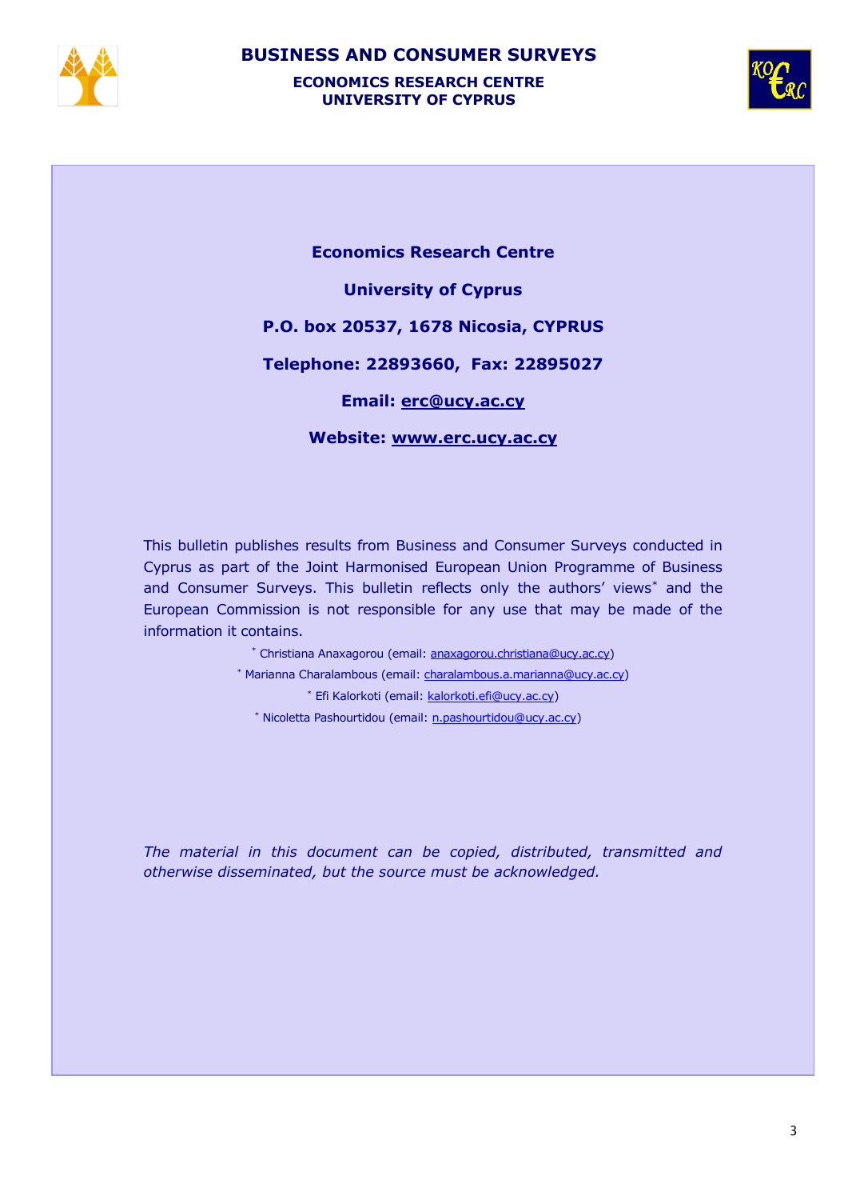**Economics Research Centre**

**University of Cyprus**

**P.O. box 20537, 1678 Nicosia, CYPRUS**

**Telephone: 22893660, Fax: 22895027**

**Email: erc@ucy.ac.cy**

**Website: www.erc.ucy.ac.cy**

This bulletin publishes results from Business and Consumer Surveys conducted in Cyprus as part of the Joint Harmonised European Union Programme of Business and Consumer Surveys. This bulletin reflects only the authors' views* and the European Commission is not responsible for any use that may be made of the information it contains.

* Christiana Anaxagorou (email: anaxagorou.christiana@ucy.ac.cy)

* Marianna Charalambous (email: charalambous.a.marianna@ucy.ac.cy)

* Efi Kalorkoti (email: kalorkoti.efi@ucy.ac.cy)

* Nicoletta Pashourtidou (email: n.pashourtidou@ucy.ac.cy)

*The material in this document can be copied, distributed, transmitted and otherwise disseminated, but the source must be acknowledged.*